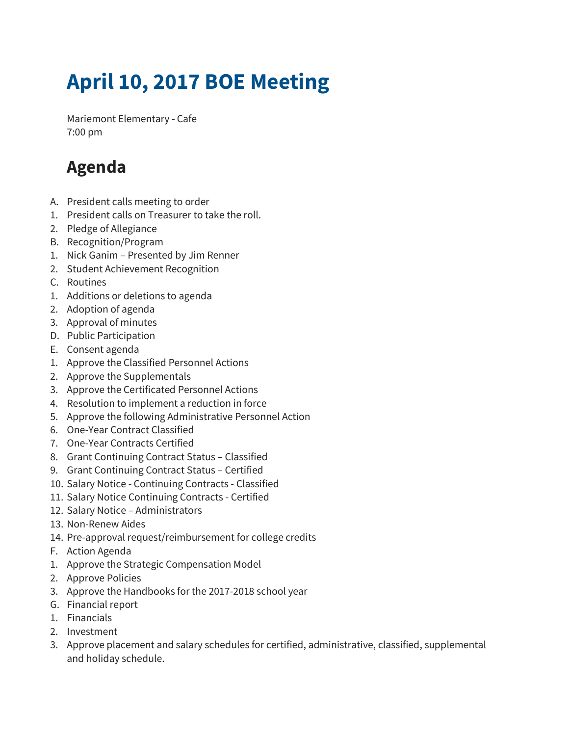# April 10, 2017 BOE Meeting

Mariemont Elementary - Cafe
7:00 pm

## Agenda

A. President calls meeting to order
1. President calls on Treasurer to take the roll.
2. Pledge of Allegiance

B. Recognition/Program
1. Nick Ganim – Presented by Jim Renner
2. Student Achievement Recognition

C. Routines
1. Additions or deletions to agenda
2. Adoption of agenda
3. Approval of minutes

D. Public Participation

E. Consent agenda
1. Approve the Classified Personnel Actions
2. Approve the Supplementals
3. Approve the Certificated Personnel Actions
4. Resolution to implement a reduction in force
5. Approve the following Administrative Personnel Action
6. One-Year Contract Classified
7. One-Year Contracts Certified
8. Grant Continuing Contract Status – Classified
9. Grant Continuing Contract Status – Certified
10. Salary Notice - Continuing Contracts - Classified
11. Salary Notice Continuing Contracts - Certified
12. Salary Notice – Administrators
13. Non-Renew Aides
14. Pre-approval request/reimbursement for college credits

F. Action Agenda
1. Approve the Strategic Compensation Model
2. Approve Policies
3. Approve the Handbooks for the 2017-2018 school year

G. Financial report
1. Financials
2. Investment
3. Approve placement and salary schedules for certified, administrative, classified, supplemental and holiday schedule.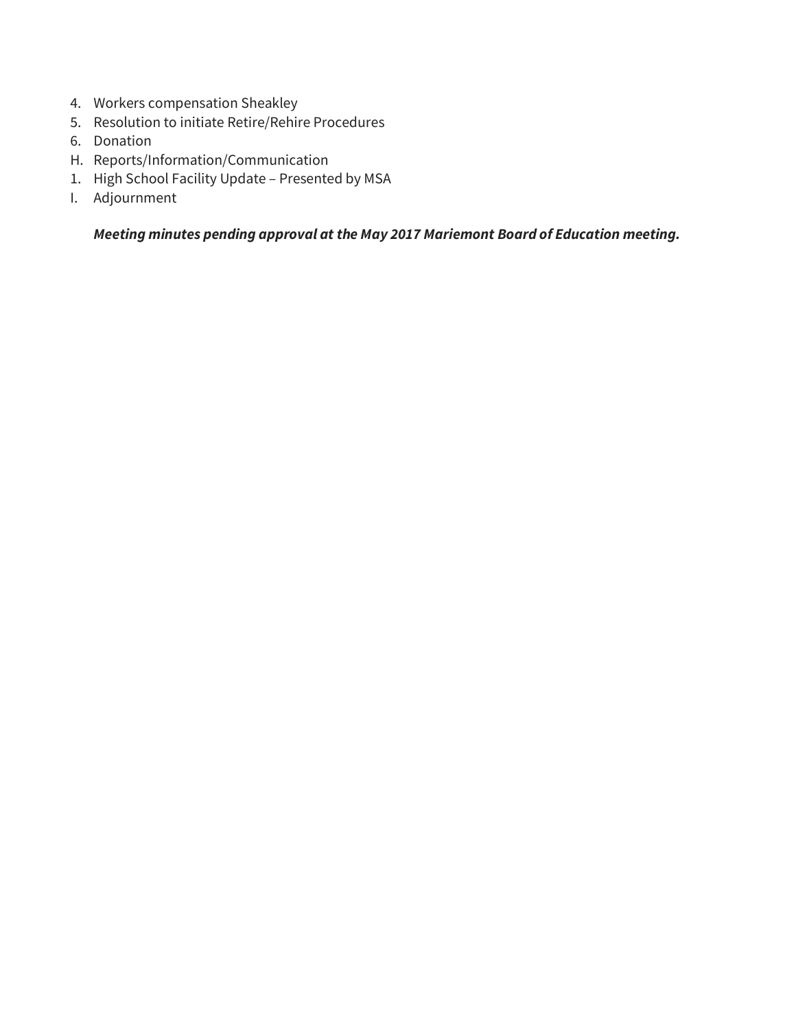4. Workers compensation Sheakley
5. Resolution to initiate Retire/Rehire Procedures
6. Donation

H. Reports/Information/Communication

1. High School Facility Update – Presented by MSA

I. Adjournment

***Meeting minutes pending approval at the May 2017 Mariemont Board of Education meeting.***